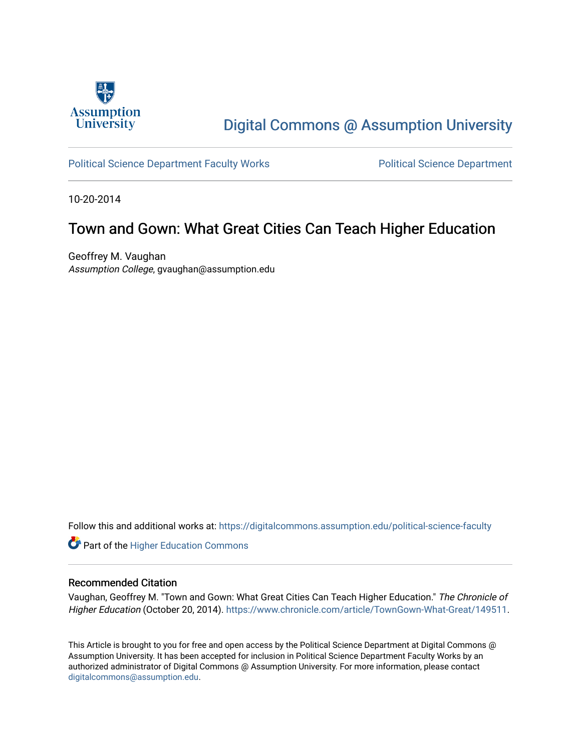Assumption University

Digital Commons @ Assumption University

Political Science Department Faculty Works

Political Science Department

10-20-2014

# Town and Gown: What Great Cities Can Teach Higher Education

Geoffrey M. Vaughan
*Assumption College*, gvaughan@assumption.edu

Follow this and additional works at: https://digitalcommons.assumption.edu/political-science-faculty

Part of the Higher Education Commons

## Recommended Citation

Vaughan, Geoffrey M. "Town and Gown: What Great Cities Can Teach Higher Education." *The Chronicle of Higher Education* (October 20, 2014). https://www.chronicle.com/article/TownGown-What-Great/149511.

This Article is brought to you for free and open access by the Political Science Department at Digital Commons @ Assumption University. It has been accepted for inclusion in Political Science Department Faculty Works by an authorized administrator of Digital Commons @ Assumption University. For more information, please contact digitalcommons@assumption.edu.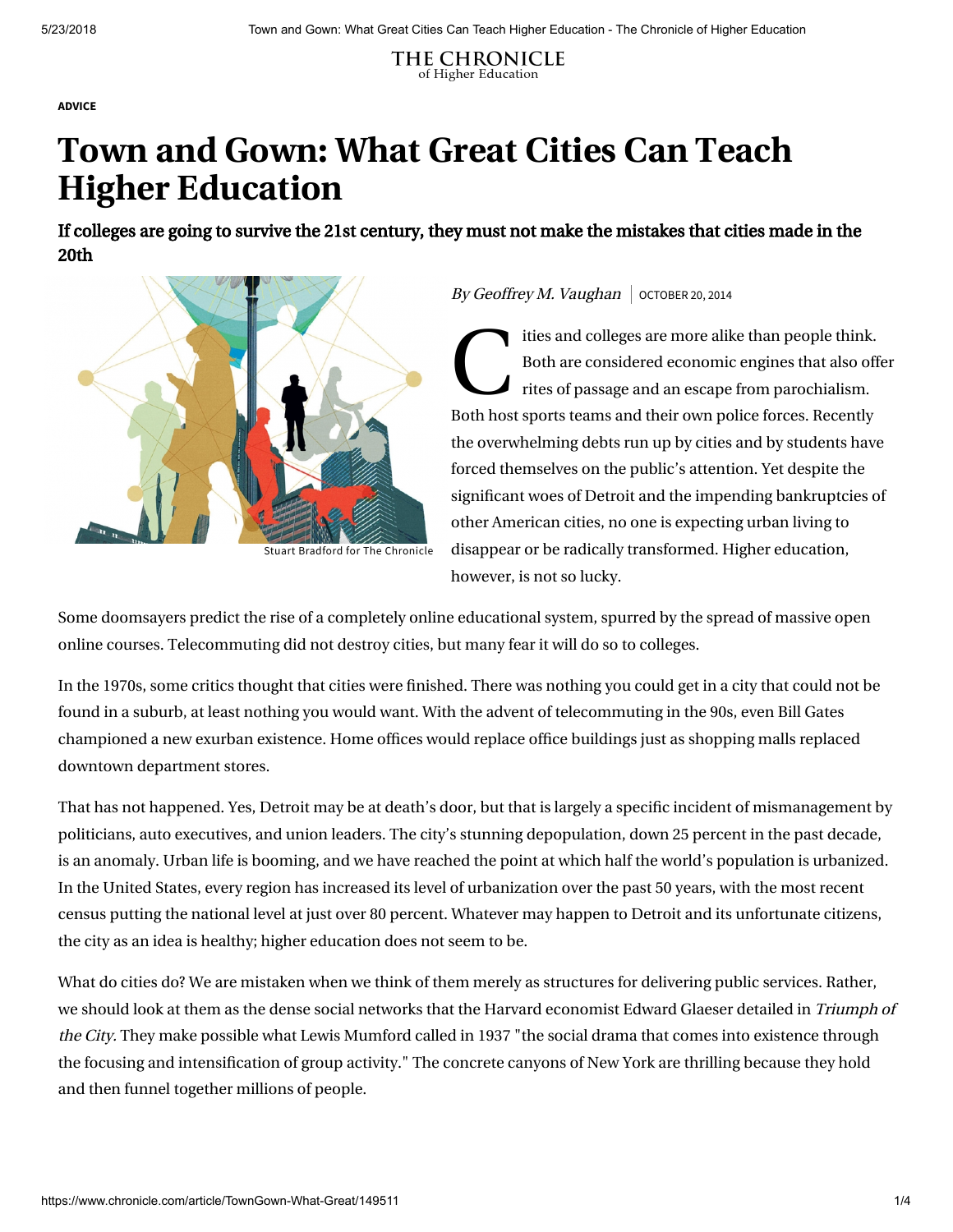ADVICE

# Town and Gown: What Great Cities Can Teach Higher Education

**If colleges are going to survive the 21st century, they must not make the mistakes that cities made in the 20th**

Stuart Bradford for The Chronicle

*By Geoffrey M. Vaughan* | OCTOBER 20, 2014

Cities and colleges are more alike than people think. Both are considered economic engines that also offer rites of passage and an escape from parochialism. Both host sports teams and their own police forces. Recently the overwhelming debts run up by cities and by students have forced themselves on the public's attention. Yet despite the significant woes of Detroit and the impending bankruptcies of other American cities, no one is expecting urban living to disappear or be radically transformed. Higher education, however, is not so lucky.

Some doomsayers predict the rise of a completely online educational system, spurred by the spread of massive open online courses. Telecommuting did not destroy cities, but many fear it will do so to colleges.

In the 1970s, some critics thought that cities were finished. There was nothing you could get in a city that could not be found in a suburb, at least nothing you would want. With the advent of telecommuting in the 90s, even Bill Gates championed a new exurban existence. Home offices would replace office buildings just as shopping malls replaced downtown department stores.

That has not happened. Yes, Detroit may be at death's door, but that is largely a specific incident of mismanagement by politicians, auto executives, and union leaders. The city's stunning depopulation, down 25 percent in the past decade, is an anomaly. Urban life is booming, and we have reached the point at which half the world's population is urbanized. In the United States, every region has increased its level of urbanization over the past 50 years, with the most recent census putting the national level at just over 80 percent. Whatever may happen to Detroit and its unfortunate citizens, the city as an idea is healthy; higher education does not seem to be.

What do cities do? We are mistaken when we think of them merely as structures for delivering public services. Rather, we should look at them as the dense social networks that the Harvard economist Edward Glaeser detailed in *Triumph of the City.* They make possible what Lewis Mumford called in 1937 "the social drama that comes into existence through the focusing and intensification of group activity." The concrete canyons of New York are thrilling because they hold and then funnel together millions of people.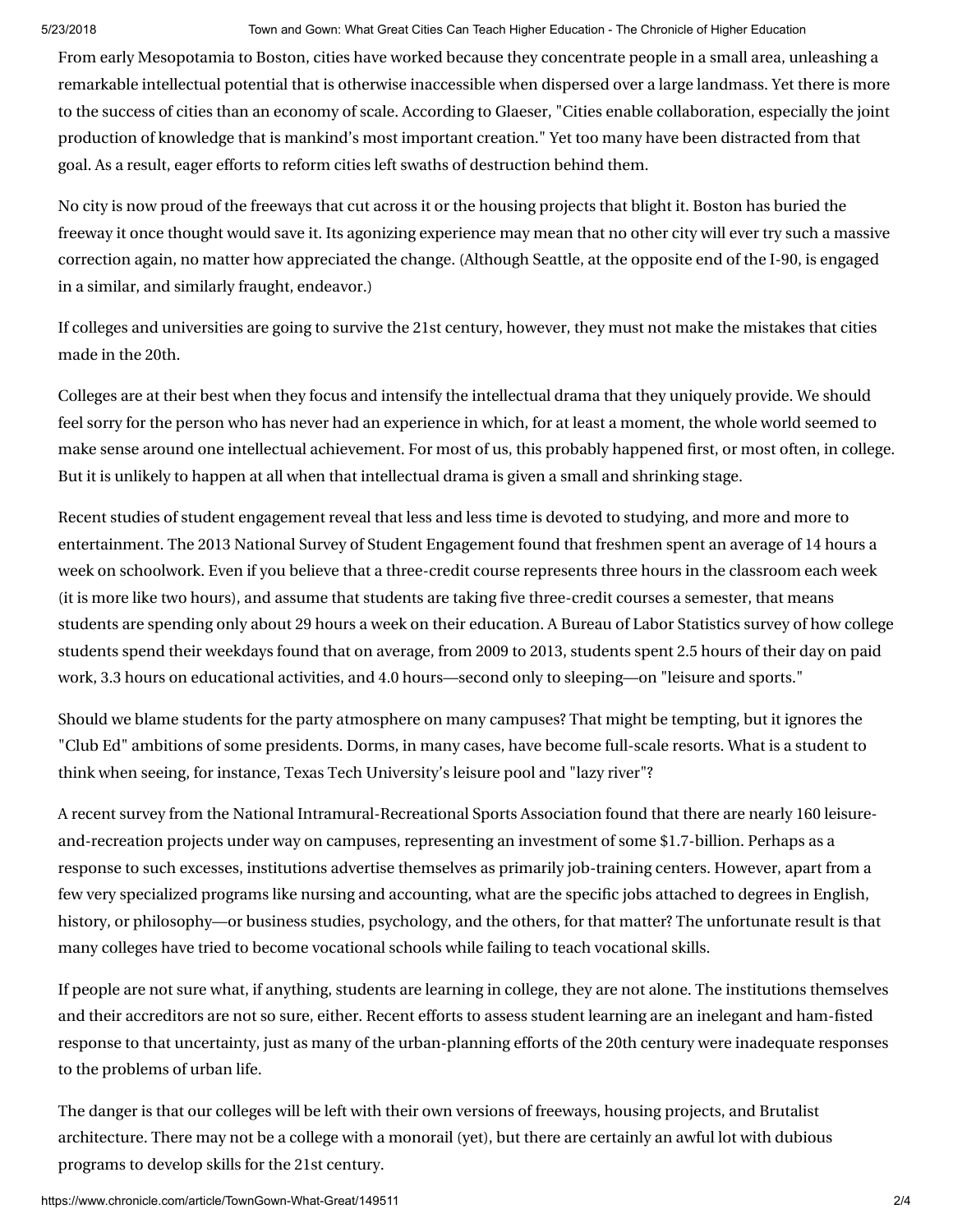From early Mesopotamia to Boston, cities have worked because they concentrate people in a small area, unleashing a remarkable intellectual potential that is otherwise inaccessible when dispersed over a large landmass. Yet there is more to the success of cities than an economy of scale. According to Glaeser, "Cities enable collaboration, especially the joint production of knowledge that is mankind's most important creation." Yet too many have been distracted from that goal. As a result, eager efforts to reform cities left swaths of destruction behind them.

No city is now proud of the freeways that cut across it or the housing projects that blight it. Boston has buried the freeway it once thought would save it. Its agonizing experience may mean that no other city will ever try such a massive correction again, no matter how appreciated the change. (Although Seattle, at the opposite end of the I-90, is engaged in a similar, and similarly fraught, endeavor.)

If colleges and universities are going to survive the 21st century, however, they must not make the mistakes that cities made in the 20th.

Colleges are at their best when they focus and intensify the intellectual drama that they uniquely provide. We should feel sorry for the person who has never had an experience in which, for at least a moment, the whole world seemed to make sense around one intellectual achievement. For most of us, this probably happened first, or most often, in college. But it is unlikely to happen at all when that intellectual drama is given a small and shrinking stage.

Recent studies of student engagement reveal that less and less time is devoted to studying, and more and more to entertainment. The 2013 National Survey of Student Engagement found that freshmen spent an average of 14 hours a week on schoolwork. Even if you believe that a three-credit course represents three hours in the classroom each week (it is more like two hours), and assume that students are taking five three-credit courses a semester, that means students are spending only about 29 hours a week on their education. A Bureau of Labor Statistics survey of how college students spend their weekdays found that on average, from 2009 to 2013, students spent 2.5 hours of their day on paid work, 3.3 hours on educational activities, and 4.0 hours—second only to sleeping—on "leisure and sports."

Should we blame students for the party atmosphere on many campuses? That might be tempting, but it ignores the "Club Ed" ambitions of some presidents. Dorms, in many cases, have become full-scale resorts. What is a student to think when seeing, for instance, Texas Tech University's leisure pool and "lazy river"?

A recent survey from the National Intramural-Recreational Sports Association found that there are nearly 160 leisure-and-recreation projects under way on campuses, representing an investment of some $1.7-billion. Perhaps as a response to such excesses, institutions advertise themselves as primarily job-training centers. However, apart from a few very specialized programs like nursing and accounting, what are the specific jobs attached to degrees in English, history, or philosophy—or business studies, psychology, and the others, for that matter? The unfortunate result is that many colleges have tried to become vocational schools while failing to teach vocational skills.

If people are not sure what, if anything, students are learning in college, they are not alone. The institutions themselves and their accreditors are not so sure, either. Recent efforts to assess student learning are an inelegant and ham-fisted response to that uncertainty, just as many of the urban-planning efforts of the 20th century were inadequate responses to the problems of urban life.

The danger is that our colleges will be left with their own versions of freeways, housing projects, and Brutalist architecture. There may not be a college with a monorail (yet), but there are certainly an awful lot with dubious programs to develop skills for the 21st century.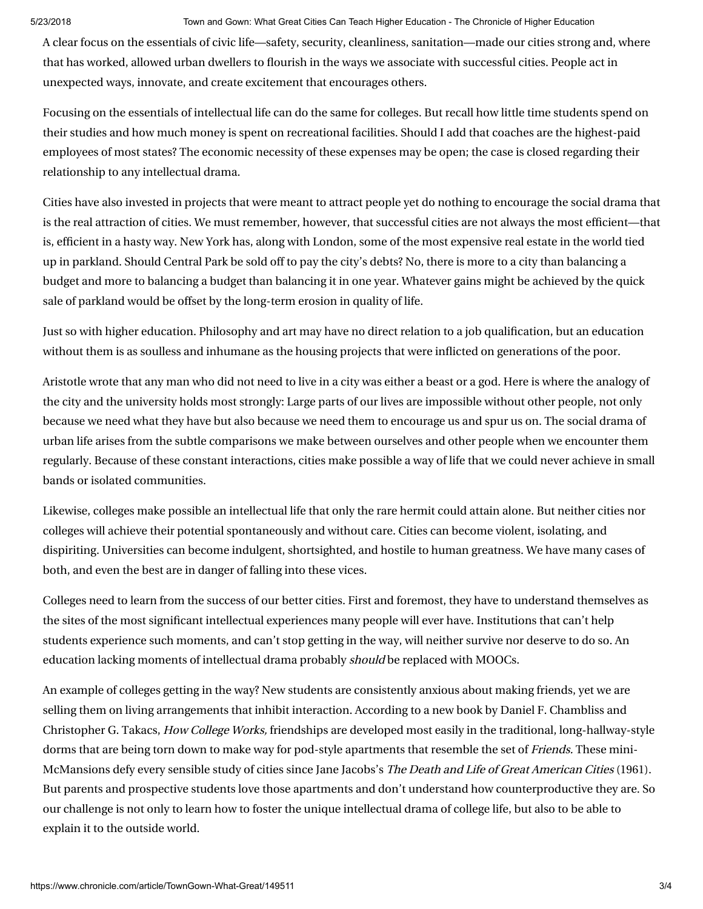A clear focus on the essentials of civic life—safety, security, cleanliness, sanitation—made our cities strong and, where that has worked, allowed urban dwellers to flourish in the ways we associate with successful cities. People act in unexpected ways, innovate, and create excitement that encourages others.

Focusing on the essentials of intellectual life can do the same for colleges. But recall how little time students spend on their studies and how much money is spent on recreational facilities. Should I add that coaches are the highest-paid employees of most states? The economic necessity of these expenses may be open; the case is closed regarding their relationship to any intellectual drama.

Cities have also invested in projects that were meant to attract people yet do nothing to encourage the social drama that is the real attraction of cities. We must remember, however, that successful cities are not always the most efficient—that is, efficient in a hasty way. New York has, along with London, some of the most expensive real estate in the world tied up in parkland. Should Central Park be sold off to pay the city's debts? No, there is more to a city than balancing a budget and more to balancing a budget than balancing it in one year. Whatever gains might be achieved by the quick sale of parkland would be offset by the long-term erosion in quality of life.

Just so with higher education. Philosophy and art may have no direct relation to a job qualification, but an education without them is as soulless and inhumane as the housing projects that were inflicted on generations of the poor.

Aristotle wrote that any man who did not need to live in a city was either a beast or a god. Here is where the analogy of the city and the university holds most strongly: Large parts of our lives are impossible without other people, not only because we need what they have but also because we need them to encourage us and spur us on. The social drama of urban life arises from the subtle comparisons we make between ourselves and other people when we encounter them regularly. Because of these constant interactions, cities make possible a way of life that we could never achieve in small bands or isolated communities.

Likewise, colleges make possible an intellectual life that only the rare hermit could attain alone. But neither cities nor colleges will achieve their potential spontaneously and without care. Cities can become violent, isolating, and dispiriting. Universities can become indulgent, shortsighted, and hostile to human greatness. We have many cases of both, and even the best are in danger of falling into these vices.

Colleges need to learn from the success of our better cities. First and foremost, they have to understand themselves as the sites of the most significant intellectual experiences many people will ever have. Institutions that can't help students experience such moments, and can't stop getting in the way, will neither survive nor deserve to do so. An education lacking moments of intellectual drama probably *should* be replaced with MOOCs.

An example of colleges getting in the way? New students are consistently anxious about making friends, yet we are selling them on living arrangements that inhibit interaction. According to a new book by Daniel F. Chambliss and Christopher G. Takacs, *How College Works,* friendships are developed most easily in the traditional, long-hallway-style dorms that are being torn down to make way for pod-style apartments that resemble the set of *Friends.* These mini-McMansions defy every sensible study of cities since Jane Jacobs's *The Death and Life of Great American Cities* (1961). But parents and prospective students love those apartments and don't understand how counterproductive they are. So our challenge is not only to learn how to foster the unique intellectual drama of college life, but also to be able to explain it to the outside world.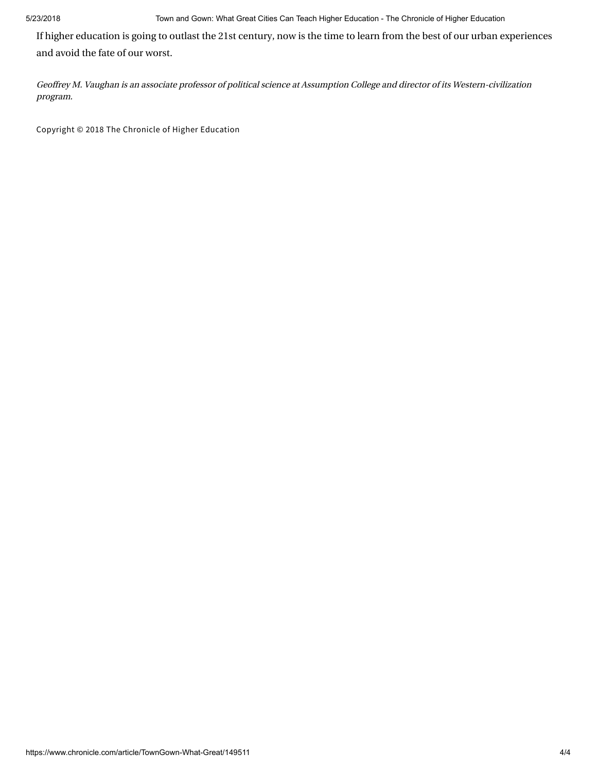If higher education is going to outlast the 21st century, now is the time to learn from the best of our urban experiences and avoid the fate of our worst.

*Geoffrey M. Vaughan is an associate professor of political science at Assumption College and director of its Western-civilization program.*

Copyright © 2018 The Chronicle of Higher Education